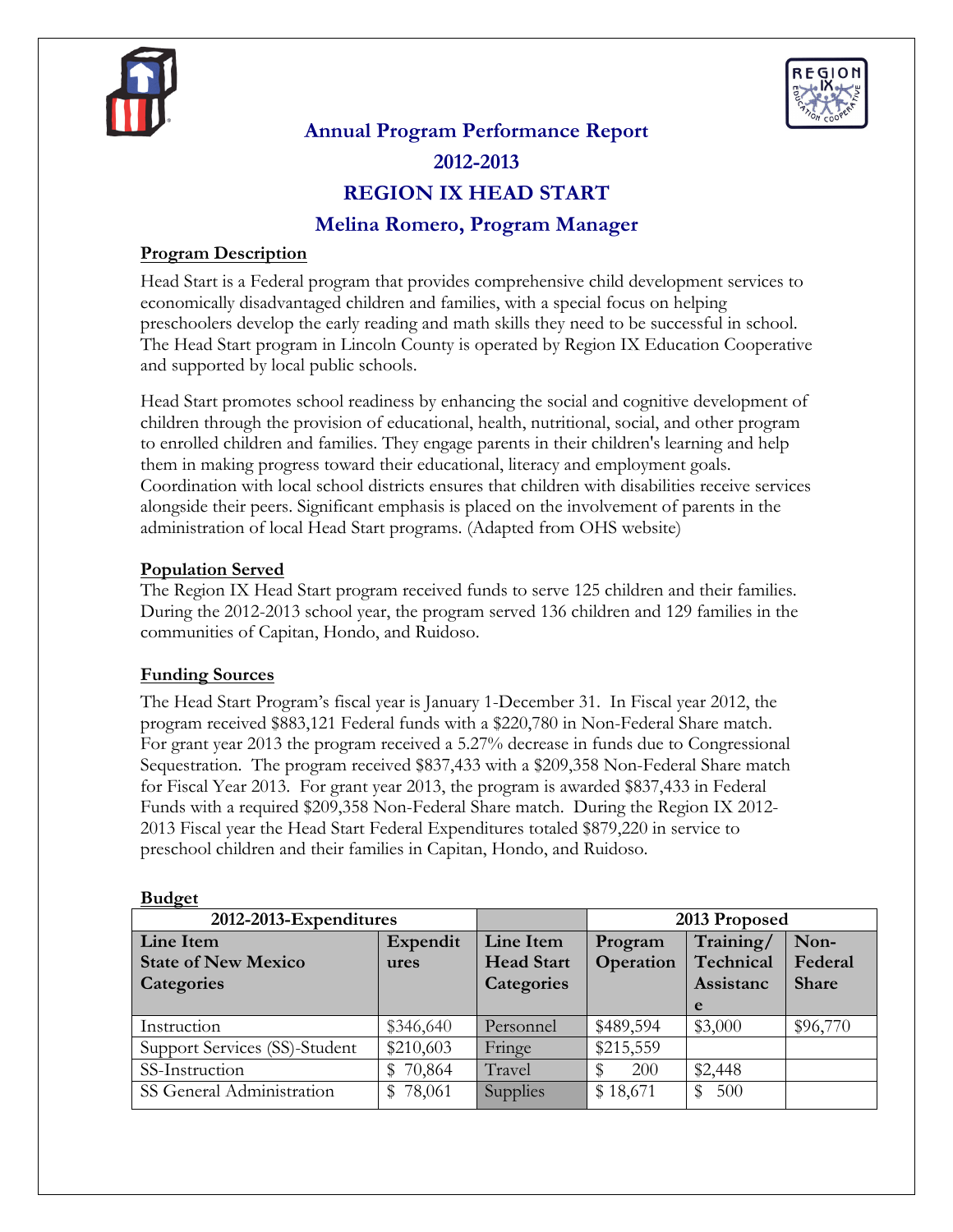# Annual Program Performance Report

## 2012-2013

## REGION IX HEAD START

### Melina Romero, Program Manager

**Program Description**

Head Start is a Federal program that provides comprehensive child development services to economically disadvantaged children and families, with a special focus on helping preschoolers develop the early reading and math skills they need to be successful in school. The Head Start program in Lincoln County is operated by Region IX Education Cooperative and supported by local public schools.

Head Start promotes school readiness by enhancing the social and cognitive development of children through the provision of educational, health, nutritional, social, and other program to enrolled children and families. They engage parents in their children's learning and help them in making progress toward their educational, literacy and employment goals. Coordination with local school districts ensures that children with disabilities receive services alongside their peers. Significant emphasis is placed on the involvement of parents in the administration of local Head Start programs. (Adapted from OHS website)

**Population Served**

The Region IX Head Start program received funds to serve 125 children and their families. During the 2012-2013 school year, the program served 136 children and 129 families in the communities of Capitan, Hondo, and Ruidoso.

**Funding Sources**

The Head Start Program's fiscal year is January 1-December 31. In Fiscal year 2012, the program received $883,121 Federal funds with a $220,780 in Non-Federal Share match. For grant year 2013 the program received a 5.27% decrease in funds due to Congressional Sequestration. The program received $837,433 with a $209,358 Non-Federal Share match for Fiscal Year 2013. For grant year 2013, the program is awarded $837,433 in Federal Funds with a required $209,358 Non-Federal Share match. During the Region IX 2012-2013 Fiscal year the Head Start Federal Expenditures totaled $879,220 in service to preschool children and their families in Capitan, Hondo, and Ruidoso.

**Budget**

| 2012-2013-Expenditures | | | 2013 Proposed | | |
|---|---|---|---|---|---|
| **Line Item State of New Mexico Categories** | **Expenditures** | **Line Item Head Start Categories** | **Program Operation** | **Training/ Technical Assistance** | **Non-Federal Share** |
| Instruction | $346,640 | Personnel | $489,594 | $3,000 | $96,770 |
| Support Services (SS)-Student | $210,603 | Fringe | $215,559 | | |
| SS-Instruction | $ 70,864 | Travel | $ 200 | $2,448 | |
| SS General Administration | $ 78,061 | Supplies | $ 18,671 | $ 500 | |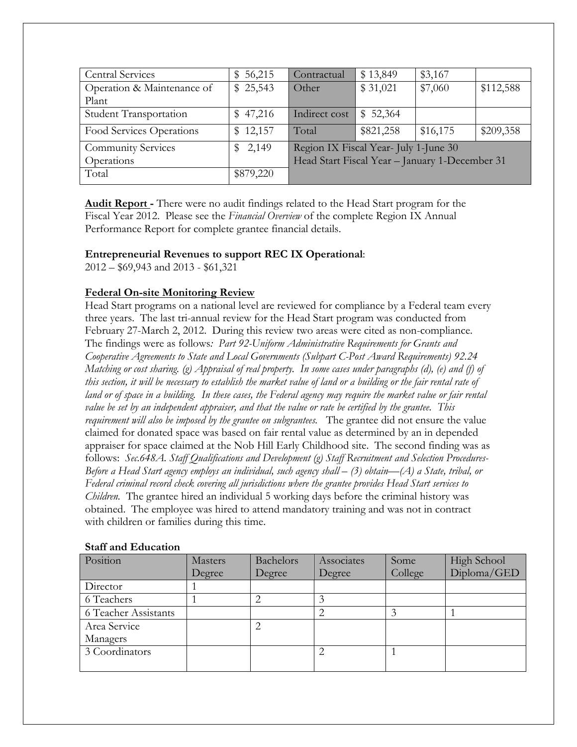| Central Services | $ 56,215 | Contractual | $ 13,849 | $3,167 | |
|---|---|---|---|---|---|
| Operation & Maintenance of Plant | $ 25,543 | Other | $ 31,021 | $7,060 | $112,588 |
| Student Transportation | $ 47,216 | Indirect cost | $ 52,364 | | |
| Food Services Operations | $ 12,157 | Total | $821,258 | $16,175 | $209,358 |
| Community Services Operations | $ 2,149 | Region IX Fiscal Year- July 1-June 30<br>Head Start Fiscal Year – January 1-December 31 | | | |
| Total | $879,220 | | | | |

**Audit Report -** There were no audit findings related to the Head Start program for the Fiscal Year 2012. Please see the *Financial Overview* of the complete Region IX Annual Performance Report for complete grantee financial details.

**Entrepreneurial Revenues to support REC IX Operational**:
2012 – $69,943 and 2013 - $61,321

**Federal On-site Monitoring Review**

Head Start programs on a national level are reviewed for compliance by a Federal team every three years. The last tri-annual review for the Head Start program was conducted from February 27-March 2, 2012. During this review two areas were cited as non-compliance. The findings were as follows*: Part 92-Uniform Administrative Requirements for Grants and Cooperative Agreements to State and Local Governments (Subpart C-Post Award Requirements) 92.24 Matching or cost sharing. (g) Appraisal of real property. In some cases under paragraphs (d), (e) and (f) of this section, it will be necessary to establish the market value of land or a building or the fair rental rate of land or of space in a building. In these cases, the Federal agency may require the market value or fair rental value be set by an independent appraiser, and that the value or rate be certified by the grantee. This requirement will also be imposed by the grantee on subgrantees.* The grantee did not ensure the value claimed for donated space was based on fair rental value as determined by an in depended appraiser for space claimed at the Nob Hill Early Childhood site. The second finding was as follows: *Sec.648A. Staff Qualifications and Development (g) Staff Recruitment and Selection Procedures- Before a Head Start agency employs an individual, such agency shall – (3) obtain—(A) a State, tribal, or Federal criminal record check covering all jurisdictions where the grantee provides Head Start services to Children.* The grantee hired an individual 5 working days before the criminal history was obtained. The employee was hired to attend mandatory training and was not in contract with children or families during this time.

**Staff and Education**

| Position | Masters Degree | Bachelors Degree | Associates Degree | Some College | High School Diploma/GED |
|---|---|---|---|---|---|
| Director | 1 | | | | |
| 6 Teachers | 1 | 2 | 3 | | |
| 6 Teacher Assistants | | | 2 | 3 | 1 |
| Area Service Managers | | 2 | | | |
| 3 Coordinators | | | 2 | 1 | |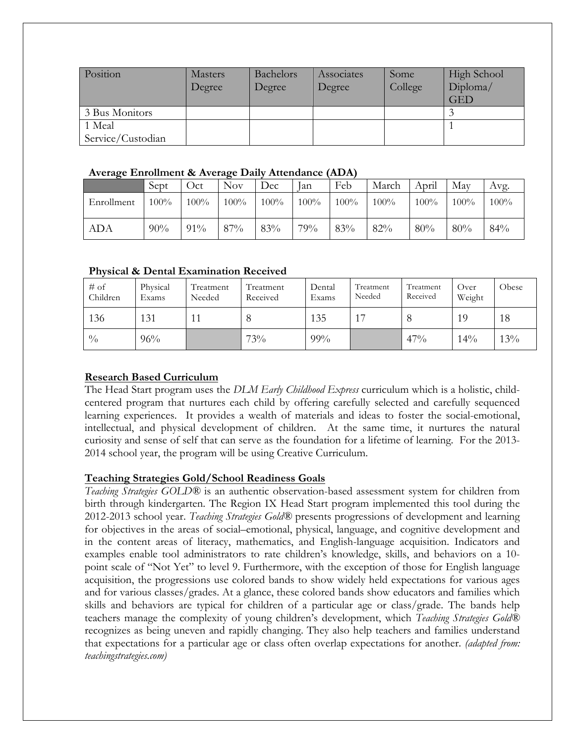| Position | Masters Degree | Bachelors Degree | Associates Degree | Some College | High School Diploma/ GED |
|---|---|---|---|---|---|
| 3 Bus Monitors | | | | | 3 |
| 1 Meal Service/Custodian | | | | | 1 |

**Average Enrollment & Average Daily Attendance (ADA)**

| | Sept | Oct | Nov | Dec | Jan | Feb | March | April | May | Avg. |
|---|---|---|---|---|---|---|---|---|---|---|
| Enrollment | 100% | 100% | 100% | 100% | 100% | 100% | 100% | 100% | 100% | 100% |
| ADA | 90% | 91% | 87% | 83% | 79% | 83% | 82% | 80% | 80% | 84% |

**Physical & Dental Examination Received**

| # of Children | Physical Exams | Treatment Needed | Treatment Received | Dental Exams | Treatment Needed | Treatment Received | Over Weight | Obese |
|---|---|---|---|---|---|---|---|---|
| 136 | 131 | 11 | 8 | 135 | 17 | 8 | 19 | 18 |
| % | 96% | | 73% | 99% | | 47% | 14% | 13% |

**Research Based Curriculum**

The Head Start program uses the *DLM Early Childhood Express* curriculum which is a holistic, child-centered program that nurtures each child by offering carefully selected and carefully sequenced learning experiences. It provides a wealth of materials and ideas to foster the social-emotional, intellectual, and physical development of children. At the same time, it nurtures the natural curiosity and sense of self that can serve as the foundation for a lifetime of learning. For the 2013-2014 school year, the program will be using Creative Curriculum.

**Teaching Strategies Gold/School Readiness Goals**

*Teaching Strategies GOLD*® is an authentic observation-based assessment system for children from birth through kindergarten. The Region IX Head Start program implemented this tool during the 2012-2013 school year. *Teaching Strategies Gold*® presents progressions of development and learning for objectives in the areas of social–emotional, physical, language, and cognitive development and in the content areas of literacy, mathematics, and English-language acquisition. Indicators and examples enable tool administrators to rate children's knowledge, skills, and behaviors on a 10-point scale of "Not Yet" to level 9. Furthermore, with the exception of those for English language acquisition, the progressions use colored bands to show widely held expectations for various ages and for various classes/grades. At a glance, these colored bands show educators and families which skills and behaviors are typical for children of a particular age or class/grade. The bands help teachers manage the complexity of young children's development, which *Teaching Strategies Gold*® recognizes as being uneven and rapidly changing. They also help teachers and families understand that expectations for a particular age or class often overlap expectations for another. *(adapted from: teachingstrategies.com)*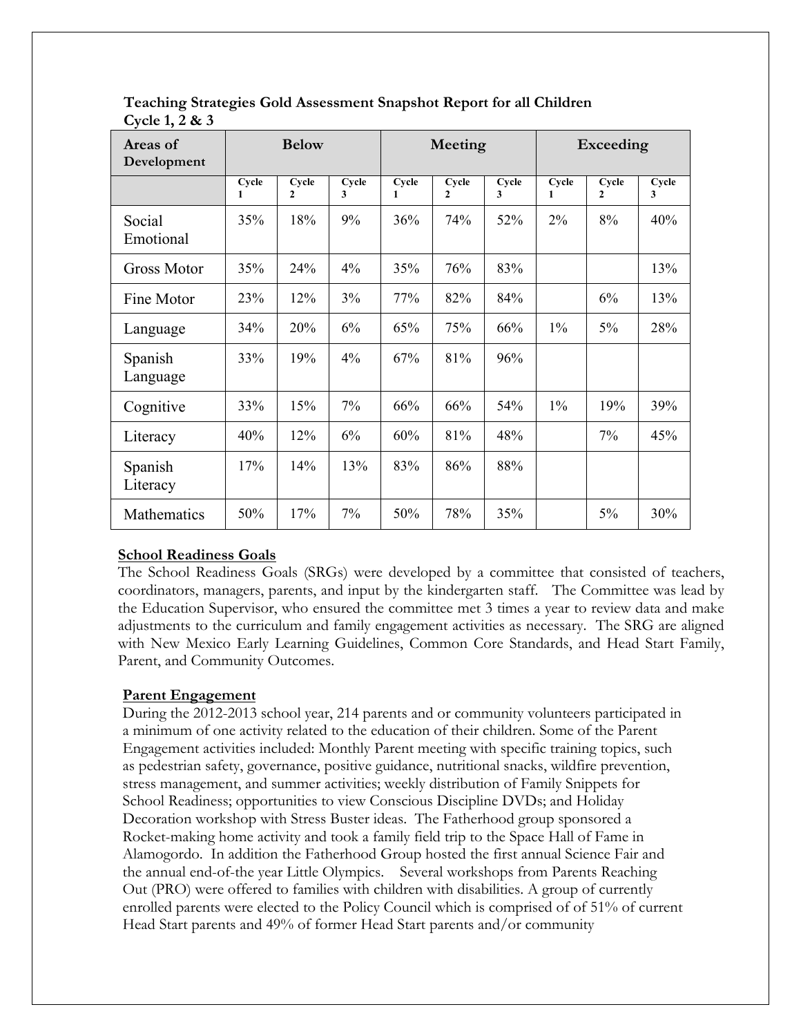**Teaching Strategies Gold Assessment Snapshot Report for all Children Cycle 1, 2 & 3**

| Areas of Development | Below | | | Meeting | | | Exceeding | | |
|---|---|---|---|---|---|---|---|---|---|
| | Cycle 1 | Cycle 2 | Cycle 3 | Cycle 1 | Cycle 2 | Cycle 3 | Cycle 1 | Cycle 2 | Cycle 3 |
| Social Emotional | 35% | 18% | 9% | 36% | 74% | 52% | 2% | 8% | 40% |
| Gross Motor | 35% | 24% | 4% | 35% | 76% | 83% | | | 13% |
| Fine Motor | 23% | 12% | 3% | 77% | 82% | 84% | | 6% | 13% |
| Language | 34% | 20% | 6% | 65% | 75% | 66% | 1% | 5% | 28% |
| Spanish Language | 33% | 19% | 4% | 67% | 81% | 96% | | | |
| Cognitive | 33% | 15% | 7% | 66% | 66% | 54% | 1% | 19% | 39% |
| Literacy | 40% | 12% | 6% | 60% | 81% | 48% | | 7% | 45% |
| Spanish Literacy | 17% | 14% | 13% | 83% | 86% | 88% | | | |
| Mathematics | 50% | 17% | 7% | 50% | 78% | 35% | | 5% | 30% |

**School Readiness Goals**

The School Readiness Goals (SRGs) were developed by a committee that consisted of teachers, coordinators, managers, parents, and input by the kindergarten staff. The Committee was lead by the Education Supervisor, who ensured the committee met 3 times a year to review data and make adjustments to the curriculum and family engagement activities as necessary. The SRG are aligned with New Mexico Early Learning Guidelines, Common Core Standards, and Head Start Family, Parent, and Community Outcomes.

**Parent Engagement**

During the 2012-2013 school year, 214 parents and or community volunteers participated in a minimum of one activity related to the education of their children. Some of the Parent Engagement activities included: Monthly Parent meeting with specific training topics, such as pedestrian safety, governance, positive guidance, nutritional snacks, wildfire prevention, stress management, and summer activities; weekly distribution of Family Snippets for School Readiness; opportunities to view Conscious Discipline DVDs; and Holiday Decoration workshop with Stress Buster ideas. The Fatherhood group sponsored a Rocket-making home activity and took a family field trip to the Space Hall of Fame in Alamogordo. In addition the Fatherhood Group hosted the first annual Science Fair and the annual end-of-the year Little Olympics. Several workshops from Parents Reaching Out (PRO) were offered to families with children with disabilities. A group of currently enrolled parents were elected to the Policy Council which is comprised of of 51% of current Head Start parents and 49% of former Head Start parents and/or community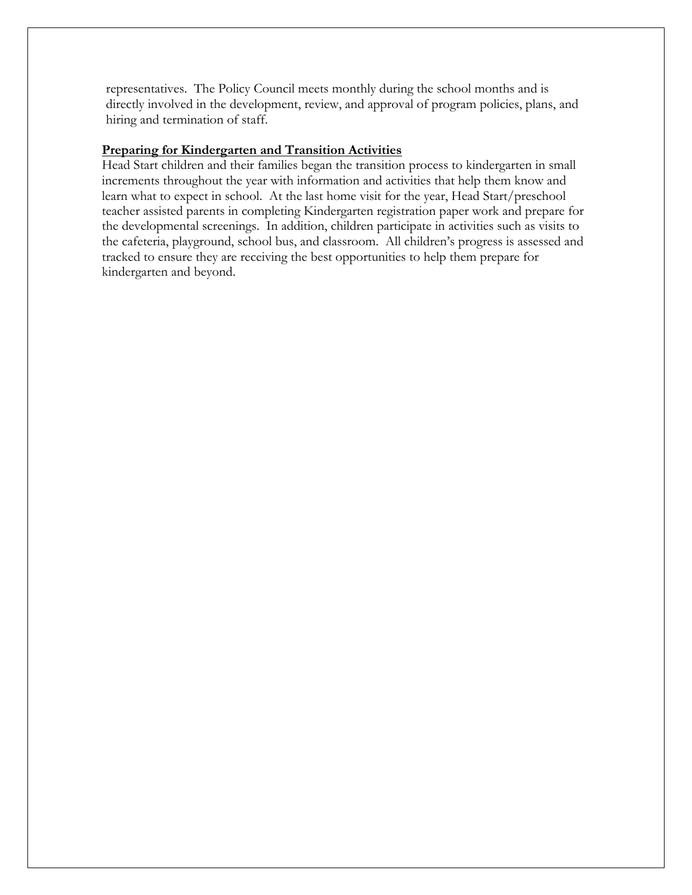representatives. The Policy Council meets monthly during the school months and is directly involved in the development, review, and approval of program policies, plans, and hiring and termination of staff.

**Preparing for Kindergarten and Transition Activities**

Head Start children and their families began the transition process to kindergarten in small increments throughout the year with information and activities that help them know and learn what to expect in school. At the last home visit for the year, Head Start/preschool teacher assisted parents in completing Kindergarten registration paper work and prepare for the developmental screenings. In addition, children participate in activities such as visits to the cafeteria, playground, school bus, and classroom. All children's progress is assessed and tracked to ensure they are receiving the best opportunities to help them prepare for kindergarten and beyond.